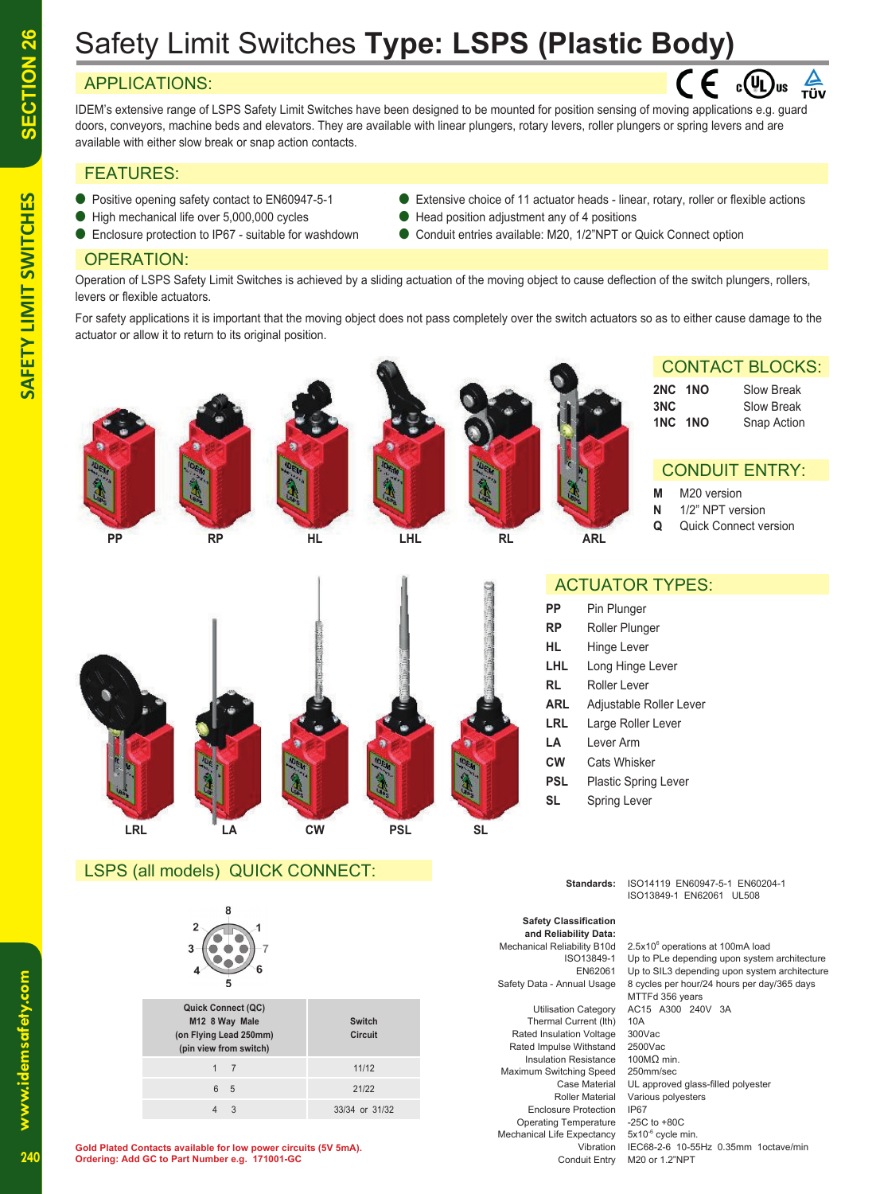# Safety Limit Switches **Type: LSPS (Plastic Body)**

## APPLICATIONS:

IDEM's extensive range of LSPS Safety Limit Switches have been designed to be mounted for position sensing of moving applications e.g. guard doors, conveyors, machine beds and elevators. They are available with linear plungers, rotary levers, roller plungers or spring levers and are available with either slow break or snap action contacts.

## FEATURES:

- Positive opening safety contact to EN60947-5-1
- High mechanical life over 5,000,000 cycles
- Enclosure protection to IP67 - suitable for washdown
- Extensive choice of 11 actuator heads - linear, rotary, roller or flexible actions
- Head position adjustment any of 4 positions
- Conduit entries available: M20, 1/2"NPT or Quick Connect option

## OPERATION:

Operation of LSPS Safety Limit Switches is achieved by a sliding actuation of the moving object to cause deflection of the switch plungers, rollers, levers or flexible actuators.

For safety applications it is important that the moving object does not pass completely over the switch actuators so as to either cause damage to the actuator or allow it to return to its original position.

PP RP HL LHL RL ARL

LRL LA CW PSL SL

## CONTACT BLOCKS:

| | |
|---|---|
| **2NC 1NO** | Slow Break |
| **3NC** | Slow Break |
| **1NC 1NO** | Snap Action |

## CONDUIT ENTRY:

| | |
|---|---|
| **M** | M20 version |
| **N** | 1/2" NPT version |
| **Q** | Quick Connect version |

## ACTUATOR TYPES:

| | |
|---|---|
| **PP** | Pin Plunger |
| **RP** | Roller Plunger |
| **HL** | Hinge Lever |
| **LHL** | Long Hinge Lever |
| **RL** | Roller Lever |
| **ARL** | Adjustable Roller Lever |
| **LRL** | Large Roller Lever |
| **LA** | Lever Arm |
| **CW** | Cats Whisker |
| **PSL** | Plastic Spring Lever |
| **SL** | Spring Lever |

## LSPS (all models) QUICK CONNECT:

8, 2, 1, 3, 7, 4, 6, 5

| Quick Connect (QC) M12 8 Way Male (on Flying Lead 250mm) (pin view from switch) | Switch Circuit |
|---|---|
| 1 7 | 11/12 |
| 6 5 | 21/22 |
| 4 3 | 33/34 or 31/32 |

**Gold Plated Contacts available for low power circuits (5V 5mA).**
**Ordering: Add GC to Part Number e.g. 171001-GC**

| | |
|---|---|
| **Standards:** | ISO14119 EN60947-5-1 EN60204-1 ISO13849-1 EN62061 UL508 |
| **Safety Classification and Reliability Data:** | |
| Mechanical Reliability B10d | $2.5 \times 10^6$ operations at 100mA load |
| ISO13849-1 | Up to PLe depending upon system architecture |
| EN62061 | Up to SIL3 depending upon system architecture |
| Safety Data - Annual Usage | 8 cycles per hour/24 hours per day/365 days MTTFd 356 years |
| Utilisation Category | AC15 A300 240V 3A |
| Thermal Current (Ith) | 10A |
| Rated Insulation Voltage | 300Vac |
| Rated Impulse Withstand | 2500Vac |
| Insulation Resistance | 100MΩ min. |
| Maximum Switching Speed | 250mm/sec |
| Case Material | UL approved glass-filled polyester |
| Roller Material | Various polyesters |
| Enclosure Protection | IP67 |
| Operating Temperature | -25C to +80C |
| Mechanical Life Expectancy | $5 \times 10^{-6}$ cycle min. |
| Vibration | IEC68-2-6 10-55Hz 0.35mm 1octave/min |
| Conduit Entry | M20 or 1.2"NPT |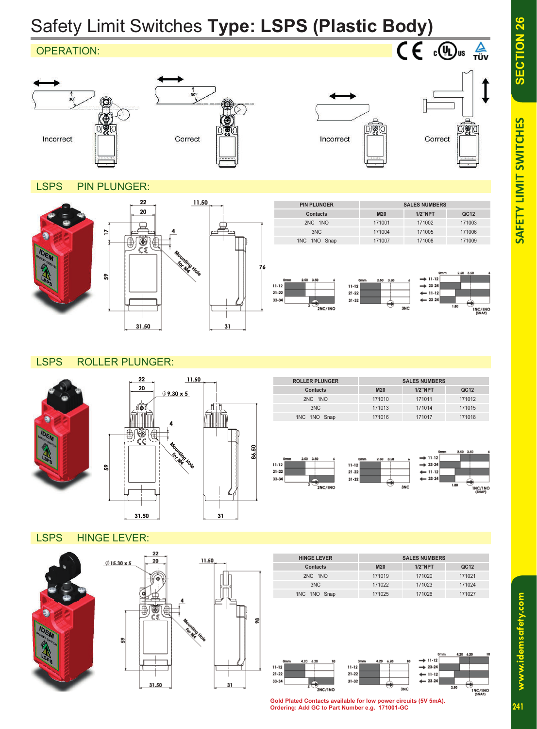# Safety Limit Switches **Type: LSPS (Plastic Body)**

## OPERATION:

Incorrect

Correct

Incorrect

Correct

## LSPS PIN PLUNGER:

| PIN PLUNGER | SALES NUMBERS | | |
|---|---|---|---|
| Contacts | M20 | 1/2"NPT | QC12 |
| 2NC 1NO | 171001 | 171002 | 171003 |
| 3NC | 171004 | 171005 | 171006 |
| 1NC 1NO Snap | 171007 | 171008 | 171009 |

## LSPS ROLLER PLUNGER:

| ROLLER PLUNGER | SALES NUMBERS | | |
|---|---|---|---|
| Contacts | M20 | 1/2"NPT | QC12 |
| 2NC 1NO | 171010 | 171011 | 171012 |
| 3NC | 171013 | 171014 | 171015 |
| 1NC 1NO Snap | 171016 | 171017 | 171018 |

## LSPS HINGE LEVER:

| HINGE LEVER | SALES NUMBERS | | |
|---|---|---|---|
| Contacts | M20 | 1/2"NPT | QC12 |
| 2NC 1NO | 171019 | 171020 | 171021 |
| 3NC | 171022 | 171023 | 171024 |
| 1NC 1NO Snap | 171025 | 171026 | 171027 |

**Gold Plated Contacts available for low power circuits (5V 5mA).**
**Ordering: Add GC to Part Number e.g. 171001-GC**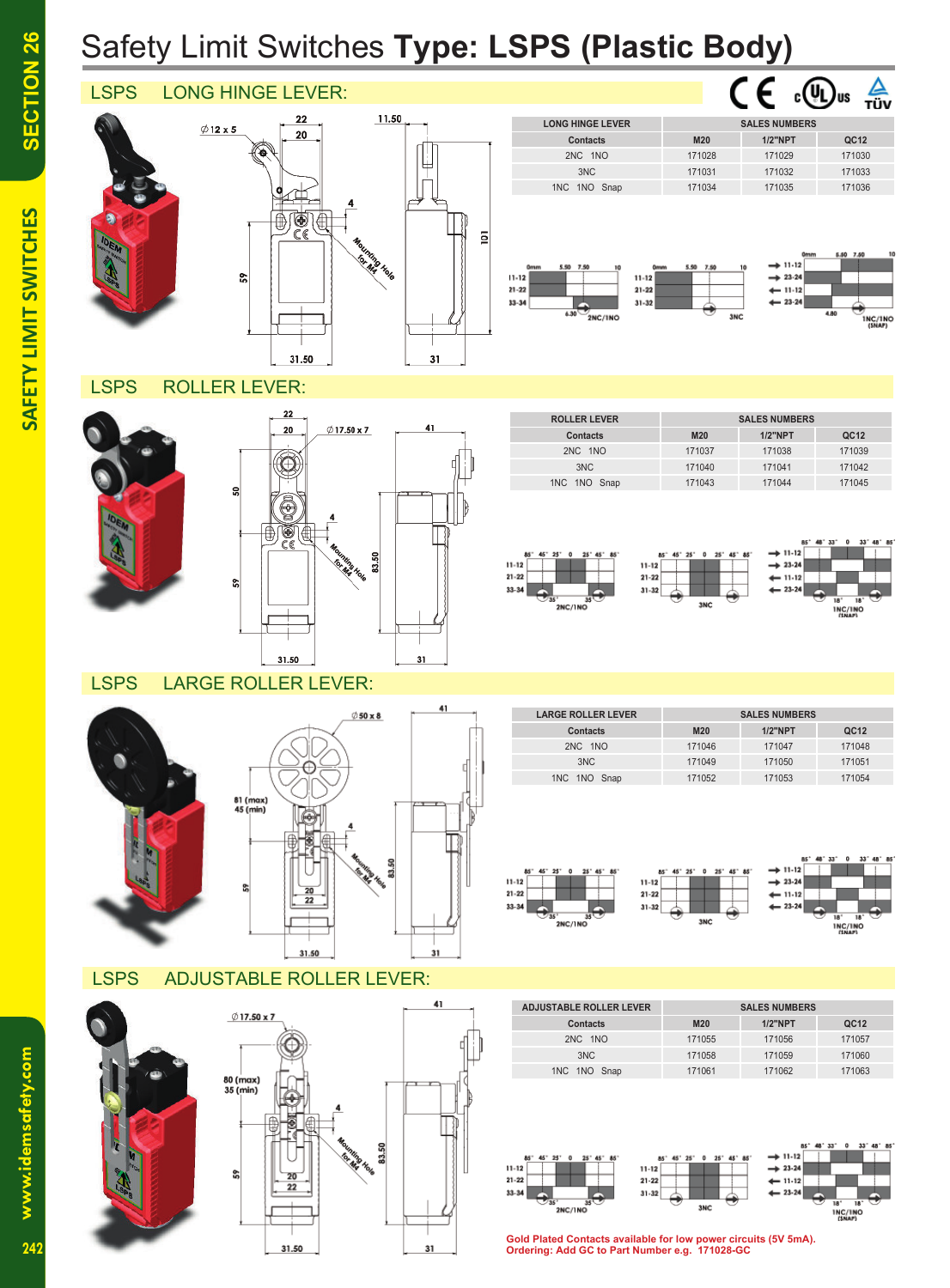# Safety Limit Switches **Type: LSPS (Plastic Body)**

## LSPS LONG HINGE LEVER:

| LONG HINGE LEVER | SALES NUMBERS | | |
|---|---|---|---|
| Contacts | M20 | 1/2"NPT | QC12 |
| 2NC 1NO | 171028 | 171029 | 171030 |
| 3NC | 171031 | 171032 | 171033 |
| 1NC 1NO Snap | 171034 | 171035 | 171036 |

2NC/1NO

3NC

1NC/1NO (SNAP)

## LSPS ROLLER LEVER:

| ROLLER LEVER | SALES NUMBERS | | |
|---|---|---|---|
| Contacts | M20 | 1/2"NPT | QC12 |
| 2NC 1NO | 171037 | 171038 | 171039 |
| 3NC | 171040 | 171041 | 171042 |
| 1NC 1NO Snap | 171043 | 171044 | 171045 |

2NC/1NO

3NC

1NC/1NO (SNAP)

## LSPS LARGE ROLLER LEVER:

| LARGE ROLLER LEVER | SALES NUMBERS | | |
|---|---|---|---|
| Contacts | M20 | 1/2"NPT | QC12 |
| 2NC 1NO | 171046 | 171047 | 171048 |
| 3NC | 171049 | 171050 | 171051 |
| 1NC 1NO Snap | 171052 | 171053 | 171054 |

2NC/1NO

3NC

1NC/1NO (SNAP)

## LSPS ADJUSTABLE ROLLER LEVER:

| ADJUSTABLE ROLLER LEVER | SALES NUMBERS | | |
|---|---|---|---|
| Contacts | M20 | 1/2"NPT | QC12 |
| 2NC 1NO | 171055 | 171056 | 171057 |
| 3NC | 171058 | 171059 | 171060 |
| 1NC 1NO Snap | 171061 | 171062 | 171063 |

2NC/1NO

3NC

1NC/1NO (SNAP)

**Gold Plated Contacts available for low power circuits (5V 5mA).**
**Ordering: Add GC to Part Number e.g. 171028-GC**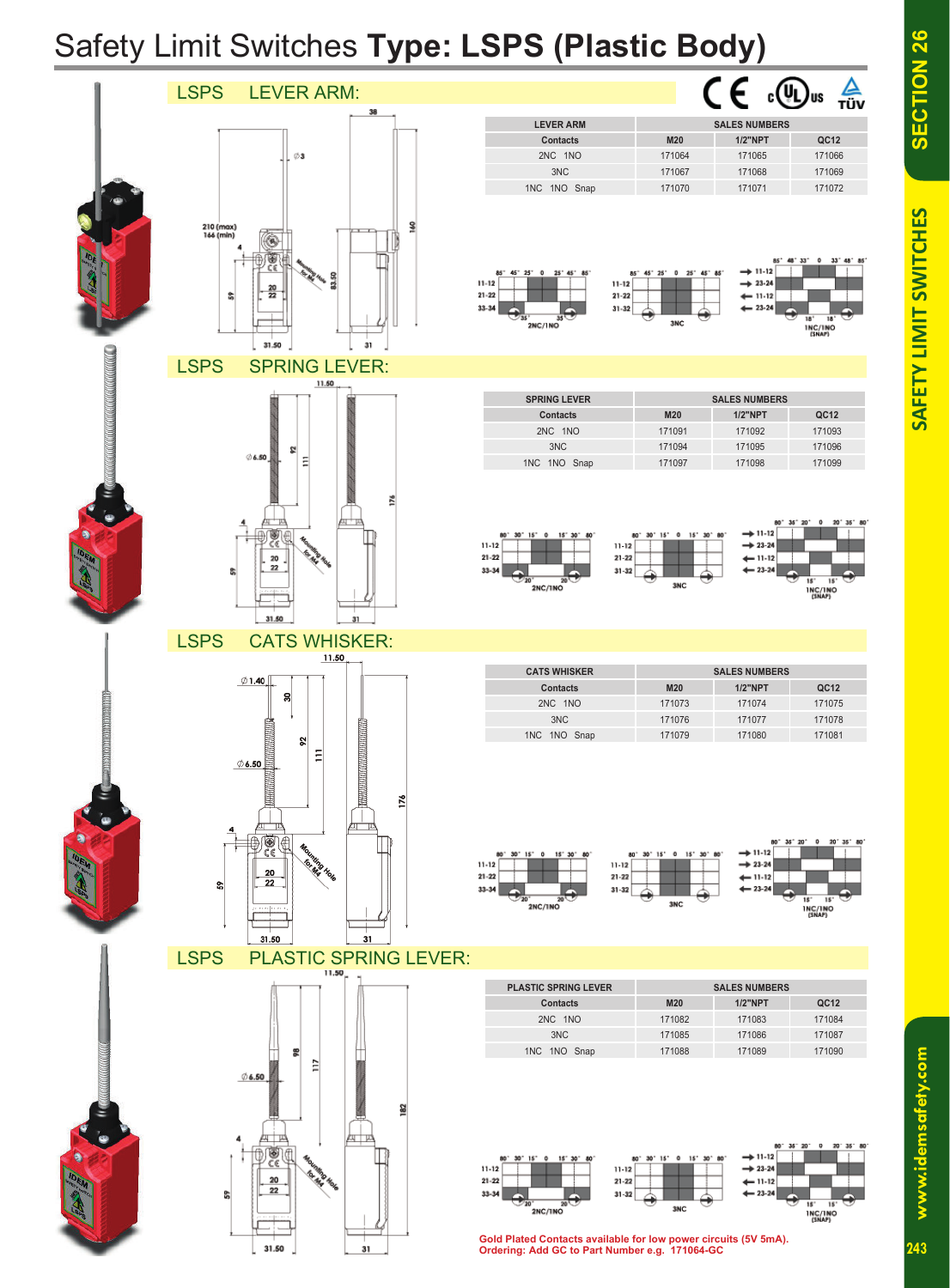# Safety Limit Switches **Type: LSPS (Plastic Body)**

## LSPS LEVER ARM:

| LEVER ARM | SALES NUMBERS | | |
|---|---|---|---|
| Contacts | M20 | 1/2"NPT | QC12 |
| 2NC 1NO | 171064 | 171065 | 171066 |
| 3NC | 171067 | 171068 | 171069 |
| 1NC 1NO Snap | 171070 | 171071 | 171072 |

## LSPS SPRING LEVER:

| SPRING LEVER | SALES NUMBERS | | |
|---|---|---|---|
| Contacts | M20 | 1/2"NPT | QC12 |
| 2NC 1NO | 171091 | 171092 | 171093 |
| 3NC | 171094 | 171095 | 171096 |
| 1NC 1NO Snap | 171097 | 171098 | 171099 |

## LSPS CATS WHISKER:

| CATS WHISKER | SALES NUMBERS | | |
|---|---|---|---|
| Contacts | M20 | 1/2"NPT | QC12 |
| 2NC 1NO | 171073 | 171074 | 171075 |
| 3NC | 171076 | 171077 | 171078 |
| 1NC 1NO Snap | 171079 | 171080 | 171081 |

## LSPS PLASTIC SPRING LEVER:

| PLASTIC SPRING LEVER | SALES NUMBERS | | |
|---|---|---|---|
| Contacts | M20 | 1/2"NPT | QC12 |
| 2NC 1NO | 171082 | 171083 | 171084 |
| 3NC | 171085 | 171086 | 171087 |
| 1NC 1NO Snap | 171088 | 171089 | 171090 |

Gold Plated Contacts available for low power circuits (5V 5mA).
Ordering: Add GC to Part Number e.g. 171064-GC